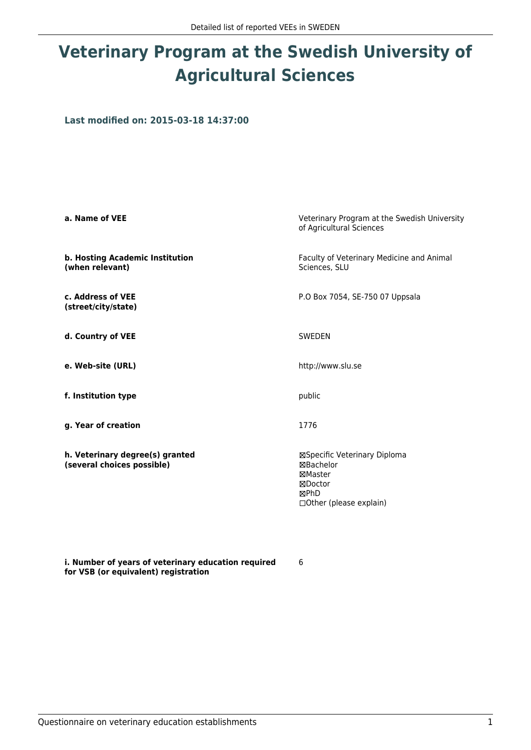# Veterinary Program at the Swedish University of Agricultural Sciences

### Last modified on: 2015-03-18 14:37:00

| | |
|---|---|
| **a. Name of VEE** | Veterinary Program at the Swedish University of Agricultural Sciences |
| **b. Hosting Academic Institution (when relevant)** | Faculty of Veterinary Medicine and Animal Sciences, SLU |
| **c. Address of VEE (street/city/state)** | P.O Box 7054, SE-750 07 Uppsala |
| **d. Country of VEE** | SWEDEN |
| **e. Web-site (URL)** | http://www.slu.se |
| **f. Institution type** | public |
| **g. Year of creation** | 1776 |
| **h. Veterinary degree(s) granted (several choices possible)** | ☒Specific Veterinary Diploma<br>☒Bachelor<br>☒Master<br>☒Doctor<br>☒PhD<br>☐Other (please explain) |
| **i. Number of years of veterinary education required for VSB (or equivalent) registration** | 6 |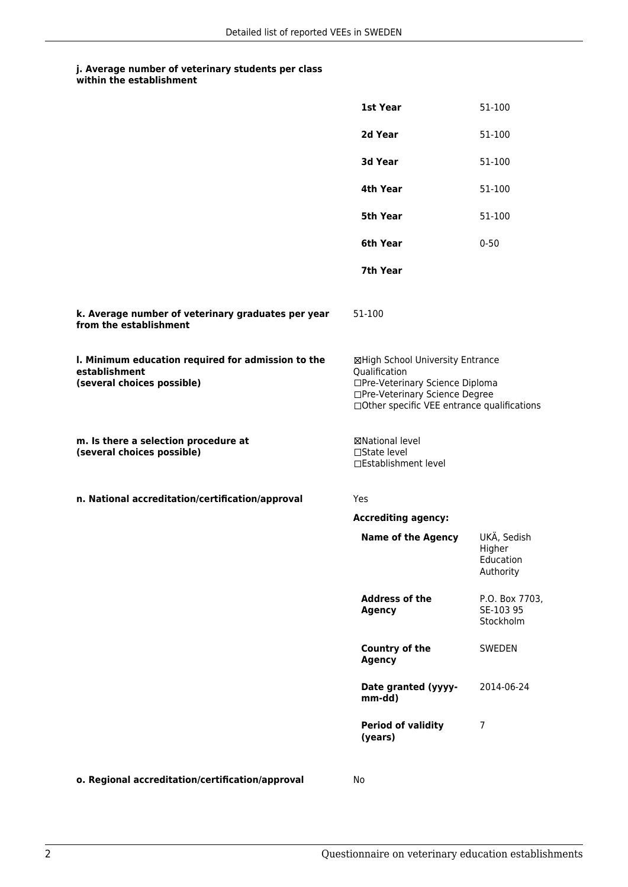**j. Average number of veterinary students per class within the establishment**

| | |
|---|---|
| **1st Year** | 51-100 |
| **2d Year** | 51-100 |
| **3d Year** | 51-100 |
| **4th Year** | 51-100 |
| **5th Year** | 51-100 |
| **6th Year** | 0-50 |
| **7th Year** | |

**k. Average number of veterinary graduates per year from the establishment**

51-100

**l. Minimum education required for admission to the establishment (several choices possible)**

☒High School University Entrance Qualification
☐Pre-Veterinary Science Diploma
☐Pre-Veterinary Science Degree
☐Other specific VEE entrance qualifications

**m. Is there a selection procedure at (several choices possible)**

☒National level
☐State level
☐Establishment level

**n. National accreditation/certification/approval**

Yes

**Accrediting agency:**

| | |
|---|---|
| **Name of the Agency** | UKÄ, Sedish Higher Education Authority |
| **Address of the Agency** | P.O. Box 7703, SE-103 95 Stockholm |
| **Country of the Agency** | SWEDEN |
| **Date granted (yyyy-mm-dd)** | 2014-06-24 |
| **Period of validity (years)** | 7 |

**o. Regional accreditation/certification/approval**

No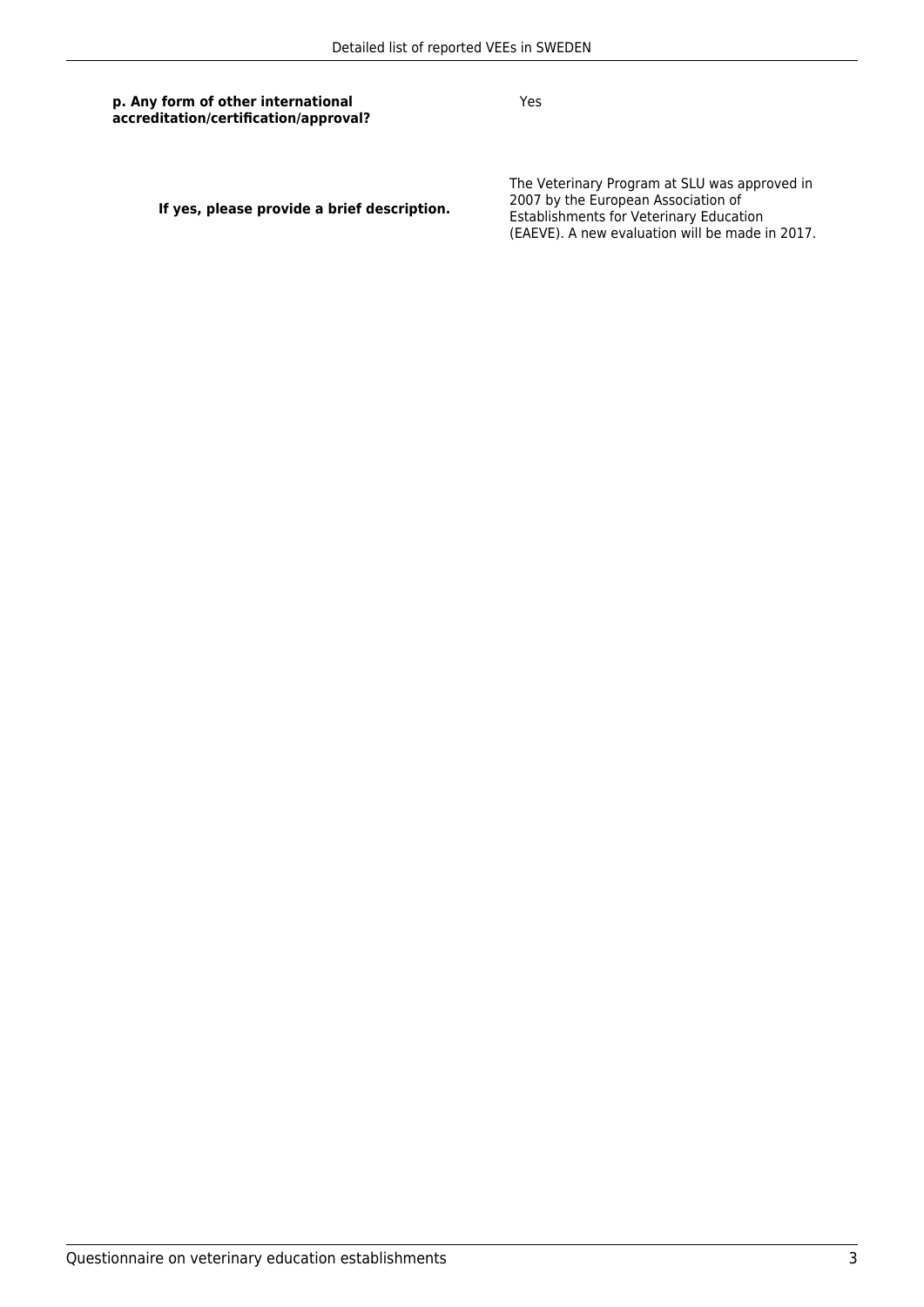**p. Any form of other international accreditation/certification/approval?**

Yes

**If yes, please provide a brief description.**

The Veterinary Program at SLU was approved in 2007 by the European Association of Establishments for Veterinary Education (EAEVE). A new evaluation will be made in 2017.